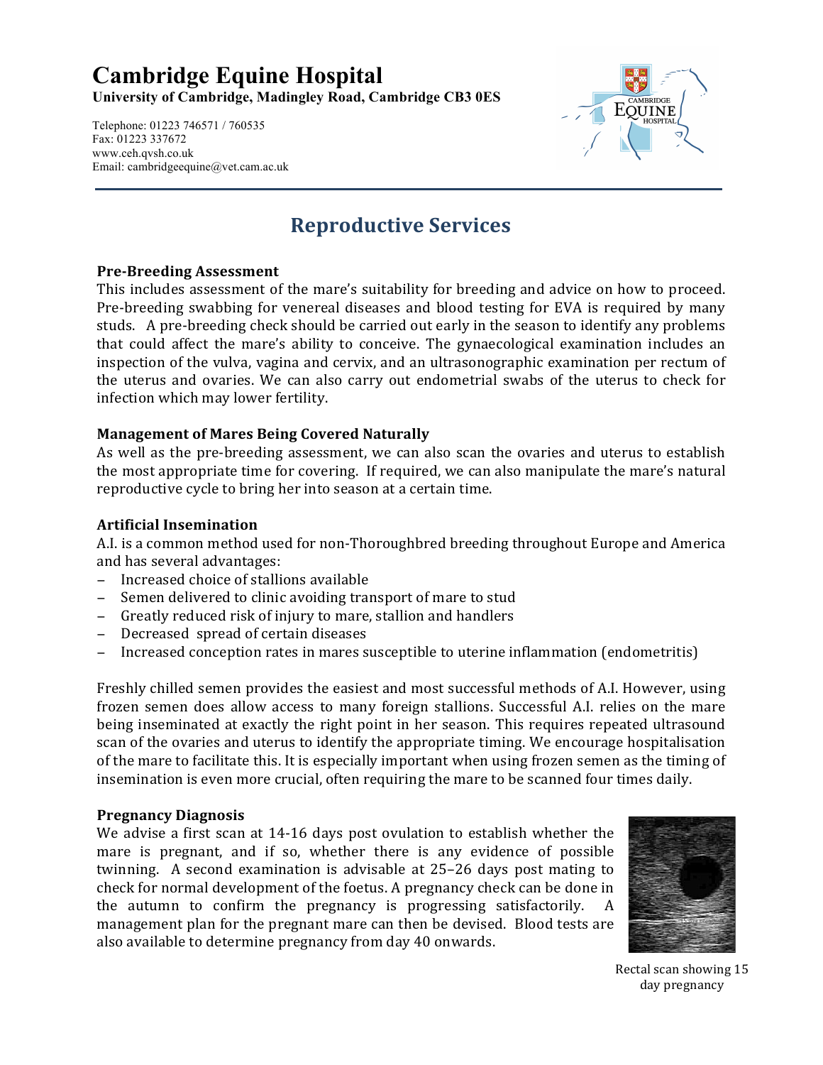# Cambridge Equine Hospital

**University of Cambridge, Madingley Road, Cambridge CB3 0ES**

Telephone: 01223 746571 / 760535
Fax: 01223 337672
www.ceh.qvsh.co.uk
Email: cambridgeequine@vet.cam.ac.uk

## Reproductive Services

### Pre-Breeding Assessment

This includes assessment of the mare's suitability for breeding and advice on how to proceed. Pre-breeding swabbing for venereal diseases and blood testing for EVA is required by many studs. A pre-breeding check should be carried out early in the season to identify any problems that could affect the mare's ability to conceive. The gynaecological examination includes an inspection of the vulva, vagina and cervix, and an ultrasonographic examination per rectum of the uterus and ovaries. We can also carry out endometrial swabs of the uterus to check for infection which may lower fertility.

### Management of Mares Being Covered Naturally

As well as the pre-breeding assessment, we can also scan the ovaries and uterus to establish the most appropriate time for covering. If required, we can also manipulate the mare's natural reproductive cycle to bring her into season at a certain time.

### Artificial Insemination

A.I. is a common method used for non-Thoroughbred breeding throughout Europe and America and has several advantages:

- Increased choice of stallions available
- Semen delivered to clinic avoiding transport of mare to stud
- Greatly reduced risk of injury to mare, stallion and handlers
- Decreased spread of certain diseases
- Increased conception rates in mares susceptible to uterine inflammation (endometritis)

Freshly chilled semen provides the easiest and most successful methods of A.I. However, using frozen semen does allow access to many foreign stallions. Successful A.I. relies on the mare being inseminated at exactly the right point in her season. This requires repeated ultrasound scan of the ovaries and uterus to identify the appropriate timing. We encourage hospitalisation of the mare to facilitate this. It is especially important when using frozen semen as the timing of insemination is even more crucial, often requiring the mare to be scanned four times daily.

### Pregnancy Diagnosis

We advise a first scan at 14-16 days post ovulation to establish whether the mare is pregnant, and if so, whether there is any evidence of possible twinning. A second examination is advisable at 25–26 days post mating to check for normal development of the foetus. A pregnancy check can be done in the autumn to confirm the pregnancy is progressing satisfactorily. A management plan for the pregnant mare can then be devised. Blood tests are also available to determine pregnancy from day 40 onwards.

Rectal scan showing 15 day pregnancy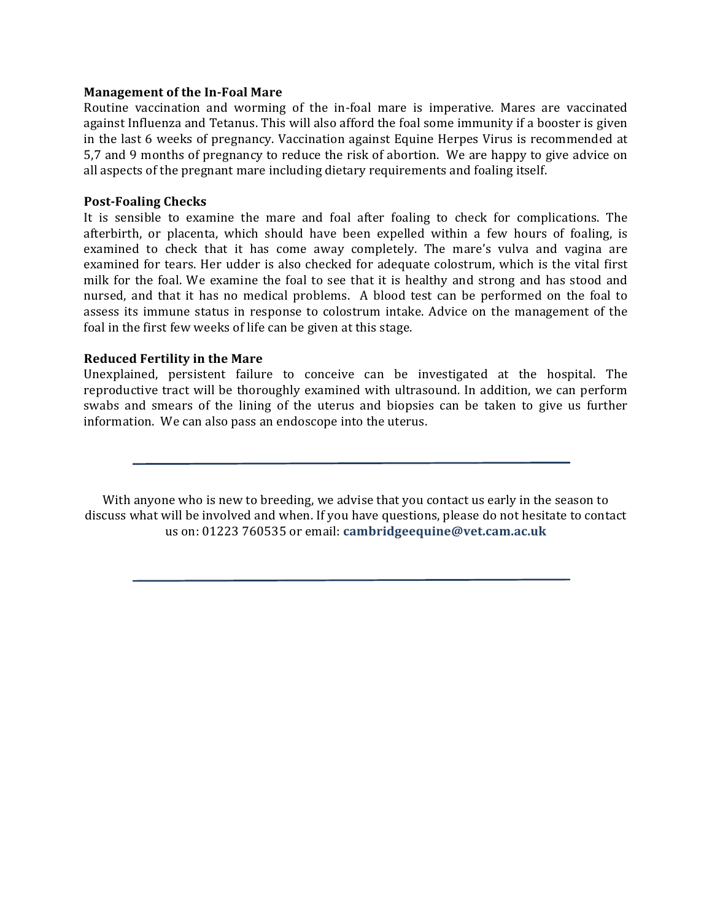**Management of the In-Foal Mare**

Routine vaccination and worming of the in-foal mare is imperative. Mares are vaccinated against Influenza and Tetanus. This will also afford the foal some immunity if a booster is given in the last 6 weeks of pregnancy. Vaccination against Equine Herpes Virus is recommended at 5,7 and 9 months of pregnancy to reduce the risk of abortion. We are happy to give advice on all aspects of the pregnant mare including dietary requirements and foaling itself.

**Post-Foaling Checks**

It is sensible to examine the mare and foal after foaling to check for complications. The afterbirth, or placenta, which should have been expelled within a few hours of foaling, is examined to check that it has come away completely. The mare's vulva and vagina are examined for tears. Her udder is also checked for adequate colostrum, which is the vital first milk for the foal. We examine the foal to see that it is healthy and strong and has stood and nursed, and that it has no medical problems. A blood test can be performed on the foal to assess its immune status in response to colostrum intake. Advice on the management of the foal in the first few weeks of life can be given at this stage.

**Reduced Fertility in the Mare**

Unexplained, persistent failure to conceive can be investigated at the hospital. The reproductive tract will be thoroughly examined with ultrasound. In addition, we can perform swabs and smears of the lining of the uterus and biopsies can be taken to give us further information. We can also pass an endoscope into the uterus.

---

With anyone who is new to breeding, we advise that you contact us early in the season to discuss what will be involved and when. If you have questions, please do not hesitate to contact us on: 01223 760535 or email: **cambridgeequine@vet.cam.ac.uk**

---